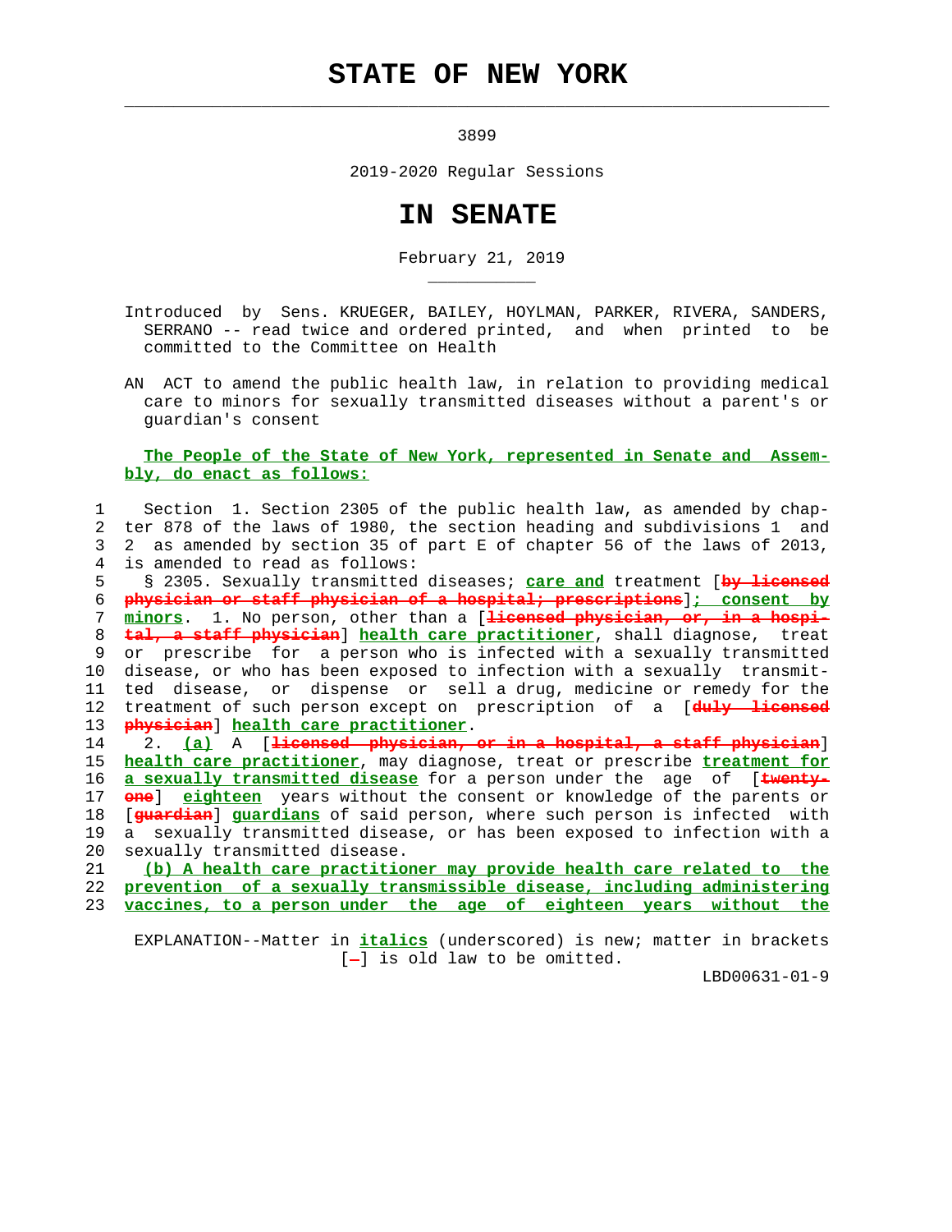# STATE OF NEW YORK

3899

2019-2020 Regular Sessions

# IN SENATE

February 21, 2019

Introduced by Sens. KRUEGER, BAILEY, HOYLMAN, PARKER, RIVERA, SANDERS, SERRANO -- read twice and ordered printed, and when printed to be committed to the Committee on Health

AN ACT to amend the public health law, in relation to providing medical care to minors for sexually transmitted diseases without a parent's or guardian's consent

**The People of the State of New York, represented in Senate and Assembly, do enact as follows:**

1 Section 1. Section 2305 of the public health law, as amended by chap-
2 ter 878 of the laws of 1980, the section heading and subdivisions 1 and
3 2 as amended by section 35 of part E of chapter 56 of the laws of 2013,
4 is amended to read as follows:
5 § 2305. Sexually transmitted diseases; **care and** treatment [~~by licensed~~
6 ~~physician or staff physician of a hospital; prescriptions~~]**; consent by**
7 **minors**. 1. No person, other than a [~~licensed physician, or, in a hospi-~~
8 ~~tal, a staff physician~~] **health care practitioner**, shall diagnose, treat
9 or prescribe for a person who is infected with a sexually transmitted
10 disease, or who has been exposed to infection with a sexually transmit-
11 ted disease, or dispense or sell a drug, medicine or remedy for the
12 treatment of such person except on prescription of a [~~duly licensed~~
13 ~~physician~~] **health care practitioner**.
14 2. **(a)** A [~~licensed physician, or in a hospital, a staff physician~~]
15 **health care practitioner**, may diagnose, treat or prescribe **treatment for**
16 **a sexually transmitted disease** for a person under the age of [~~twenty-~~
17 ~~one~~] **eighteen** years without the consent or knowledge of the parents or
18 [~~guardian~~] **guardians** of said person, where such person is infected with
19 a sexually transmitted disease, or has been exposed to infection with a
20 sexually transmitted disease.
21 **(b) A health care practitioner may provide health care related to the**
22 **prevention of a sexually transmissible disease, including administering**
23 **vaccines, to a person under the age of eighteen years without the**

EXPLANATION--Matter in ***italics*** (underscored) is new; matter in brackets [-] is old law to be omitted.

LBD00631-01-9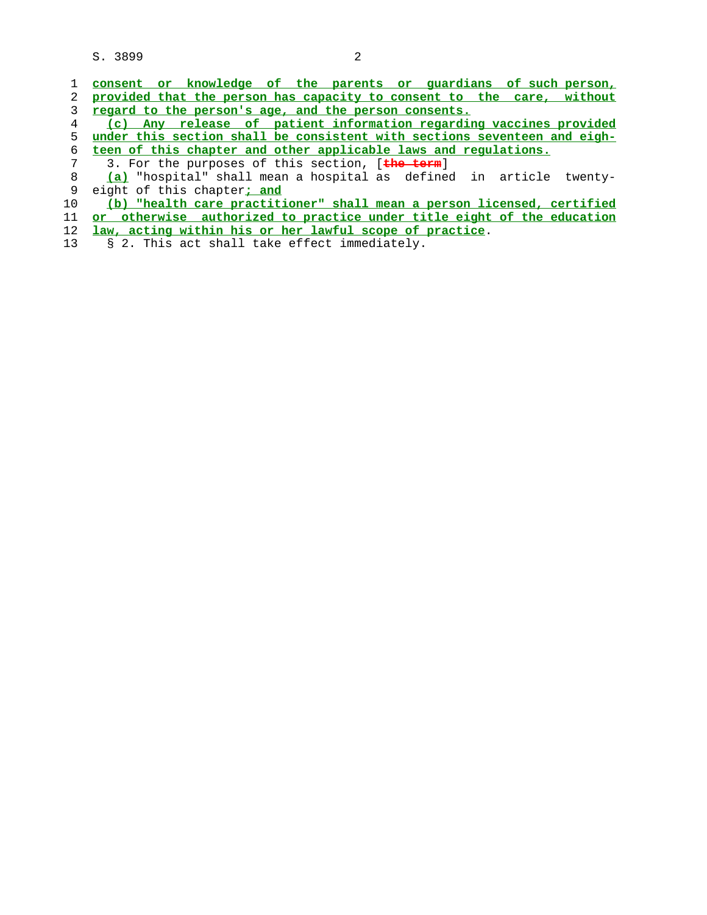consent or knowledge of the parents or guardians of such person, provided that the person has capacity to consent to the care, without regard to the person's age, and the person consents.

(c) Any release of patient information regarding vaccines provided under this section shall be consistent with sections seventeen and eighteen of this chapter and other applicable laws and regulations.

3. For the purposes of this section, [~~the term~~]

(a) "hospital" shall mean a hospital as defined in article twenty-eight of this chapter; and

(b) "health care practitioner" shall mean a person licensed, certified or otherwise authorized to practice under title eight of the education law, acting within his or her lawful scope of practice.

§ 2. This act shall take effect immediately.